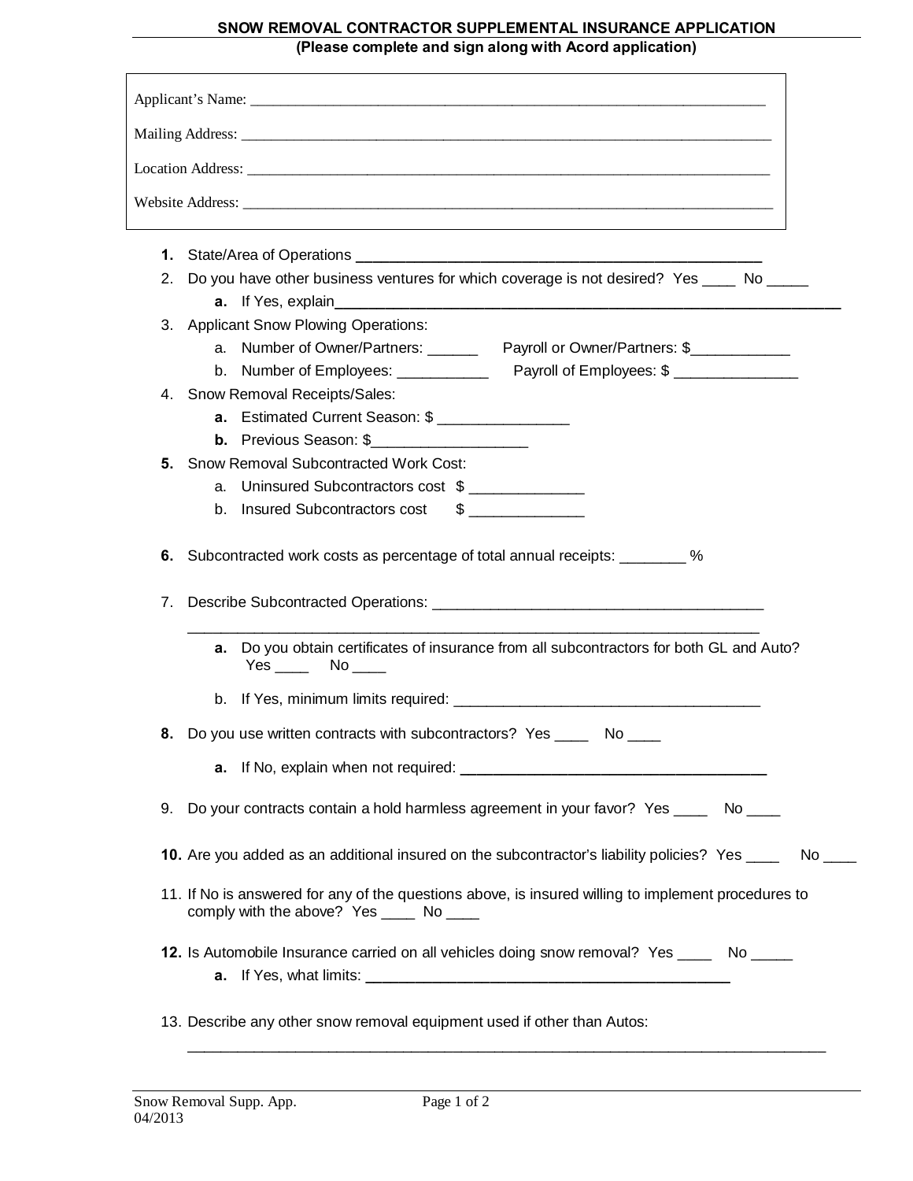## SNOW REMOVAL CONTRACTOR SUPPLEMENTAL INSURANCE APPLICATION

**(Please complete and sign along with Acord application)**

Applicant's Name: ______________________________________________________________________

Mailing Address: ______________________________________________________________________

Location Address: ______________________________________________________________________

Website Address: ______________________________________________________________________

1. State/Area of Operations ____________________________________________
2. Do you have other business ventures for which coverage is not desired? Yes ____ No _____
   - a. If Yes, explain____________________________________________________________
3. Applicant Snow Plowing Operations:
   - a. Number of Owner/Partners: ______ Payroll or Owner/Partners: $____________
   - b. Number of Employees: ___________ Payroll of Employees: $ _______________
4. Snow Removal Receipts/Sales:
   - a. Estimated Current Season: $ _______________
   - b. Previous Season: $__________________
5. Snow Removal Subcontracted Work Cost:
   - a. Uninsured Subcontractors cost $ ______________
   - b. Insured Subcontractors cost $ ______________
6. Subcontracted work costs as percentage of total annual receipts: ________ %
7. Describe Subcontracted Operations: _________________________________________
   ______________________________________________________________________
   - a. Do you obtain certificates of insurance from all subcontractors for both GL and Auto? Yes ____ No ____
   - b. If Yes, minimum limits required: ______________________________________
8. Do you use written contracts with subcontractors? Yes ____ No ____
   - a. If No, explain when not required: ______________________________________
9. Do your contracts contain a hold harmless agreement in your favor? Yes ____ No ____
10. Are you added as an additional insured on the subcontractor's liability policies? Yes ____ No ____
11. If No is answered for any of the questions above, is insured willing to implement procedures to comply with the above? Yes ____ No ____
12. Is Automobile Insurance carried on all vehicles doing snow removal? Yes ____ No _____
    - a. If Yes, what limits: ____________________________________________
13. Describe any other snow removal equipment used if other than Autos:
    ______________________________________________________________________

Snow Removal Supp. App.
04/2013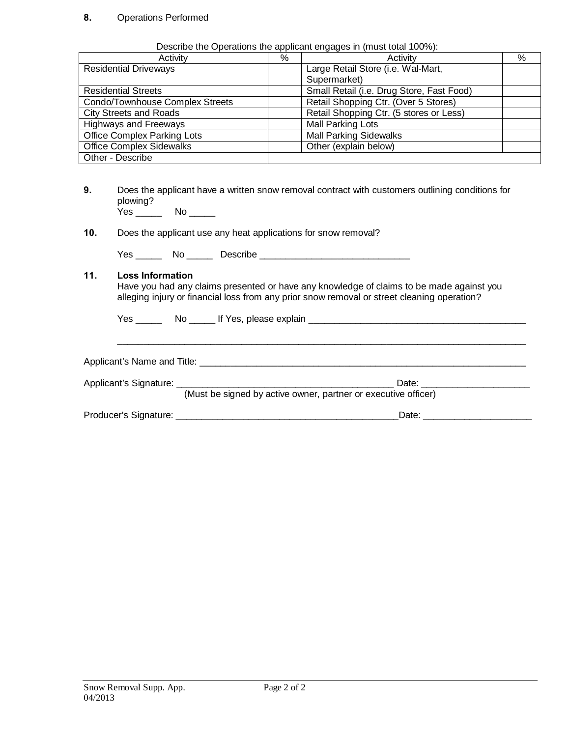**8.** Operations Performed

Describe the Operations the applicant engages in (must total 100%):

| Activity | % | Activity | % |
|---|---|---|---|
| Residential Driveways | | Large Retail Store (i.e. Wal-Mart, Supermarket) | |
| Residential Streets | | Small Retail (i.e. Drug Store, Fast Food) | |
| Condo/Townhouse Complex Streets | | Retail Shopping Ctr. (Over 5 Stores) | |
| City Streets and Roads | | Retail Shopping Ctr. (5 stores or Less) | |
| Highways and Freeways | | Mall Parking Lots | |
| Office Complex Parking Lots | | Mall Parking Sidewalks | |
| Office Complex Sidewalks | | Other (explain below) | |
| Other - Describe | | | |

**9.** Does the applicant have a written snow removal contract with customers outlining conditions for plowing?

Yes _____ No _____

**10.** Does the applicant use any heat applications for snow removal?

Yes _____ No _____ Describe _____________________________

**11.** **Loss Information**

Have you had any claims presented or have any knowledge of claims to be made against you alleging injury or financial loss from any prior snow removal or street cleaning operation?

Yes _____ No _____ If Yes, please explain __________________________________________

_____________________________________________________________________________

Applicant's Name and Title: ______________________________________________________________

Applicant's Signature: __________________________________________ Date: ____________________

(Must be signed by active owner, partner or executive officer)

Producer's Signature: ___________________________________________Date: ____________________